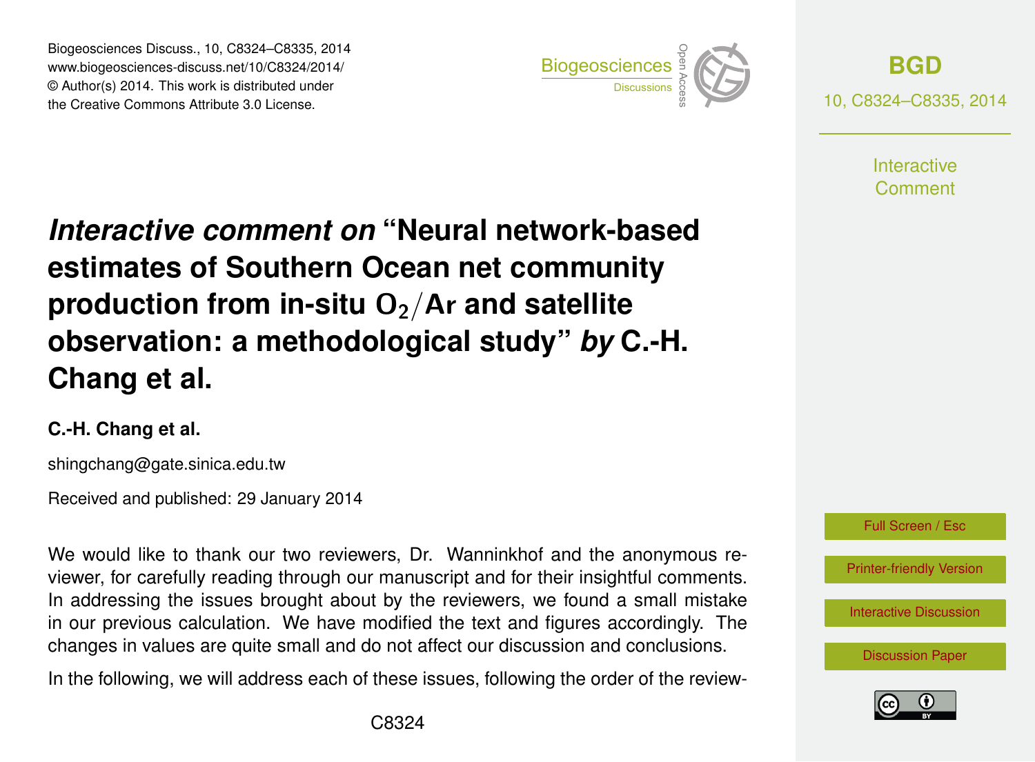# *Interactive comment on* "Neural network-based estimates of Southern Ocean net community production from in-situ $O_2/Ar$ and satellite observation: a methodological study" *by* C.-H. Chang et al.

**C.-H. Chang et al.**

shingchang@gate.sinica.edu.tw

Received and published: 29 January 2014

We would like to thank our two reviewers, Dr. Wanninkhof and the anonymous reviewer, for carefully reading through our manuscript and for their insightful comments. In addressing the issues brought about by the reviewers, we found a small mistake in our previous calculation. We have modified the text and figures accordingly. The changes in values are quite small and do not affect our discussion and conclusions.

In the following, we will address each of these issues, following the order of the review-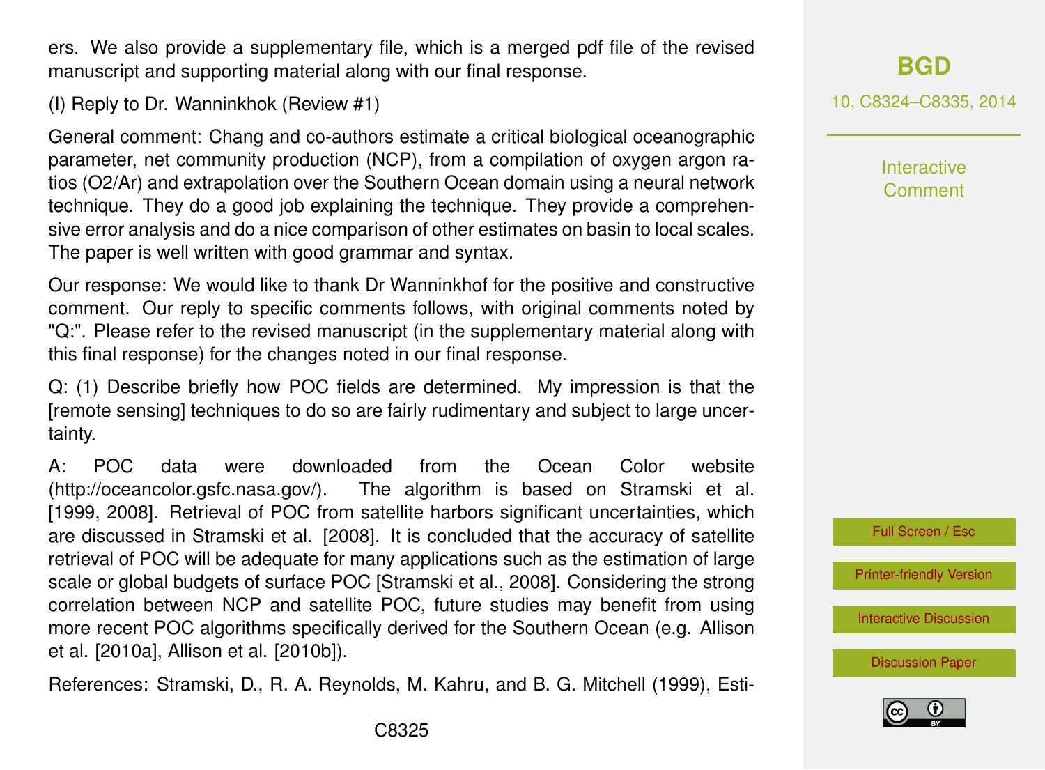ers. We also provide a supplementary file, which is a merged pdf file of the revised manuscript and supporting material along with our final response.

(I) Reply to Dr. Wanninkhok (Review #1)

General comment: Chang and co-authors estimate a critical biological oceanographic parameter, net community production (NCP), from a compilation of oxygen argon ratios (O2/Ar) and extrapolation over the Southern Ocean domain using a neural network technique. They do a good job explaining the technique. They provide a comprehensive error analysis and do a nice comparison of other estimates on basin to local scales. The paper is well written with good grammar and syntax.

Our response: We would like to thank Dr Wanninkhof for the positive and constructive comment. Our reply to specific comments follows, with original comments noted by "Q:". Please refer to the revised manuscript (in the supplementary material along with this final response) for the changes noted in our final response.

Q: (1) Describe briefly how POC fields are determined. My impression is that the [remote sensing] techniques to do so are fairly rudimentary and subject to large uncertainty.

A: POC data were downloaded from the Ocean Color website (http://oceancolor.gsfc.nasa.gov/). The algorithm is based on Stramski et al. [1999, 2008]. Retrieval of POC from satellite harbors significant uncertainties, which are discussed in Stramski et al. [2008]. It is concluded that the accuracy of satellite retrieval of POC will be adequate for many applications such as the estimation of large scale or global budgets of surface POC [Stramski et al., 2008]. Considering the strong correlation between NCP and satellite POC, future studies may benefit from using more recent POC algorithms specifically derived for the Southern Ocean (e.g. Allison et al. [2010a], Allison et al. [2010b]).

References: Stramski, D., R. A. Reynolds, M. Kahru, and B. G. Mitchell (1999), Esti-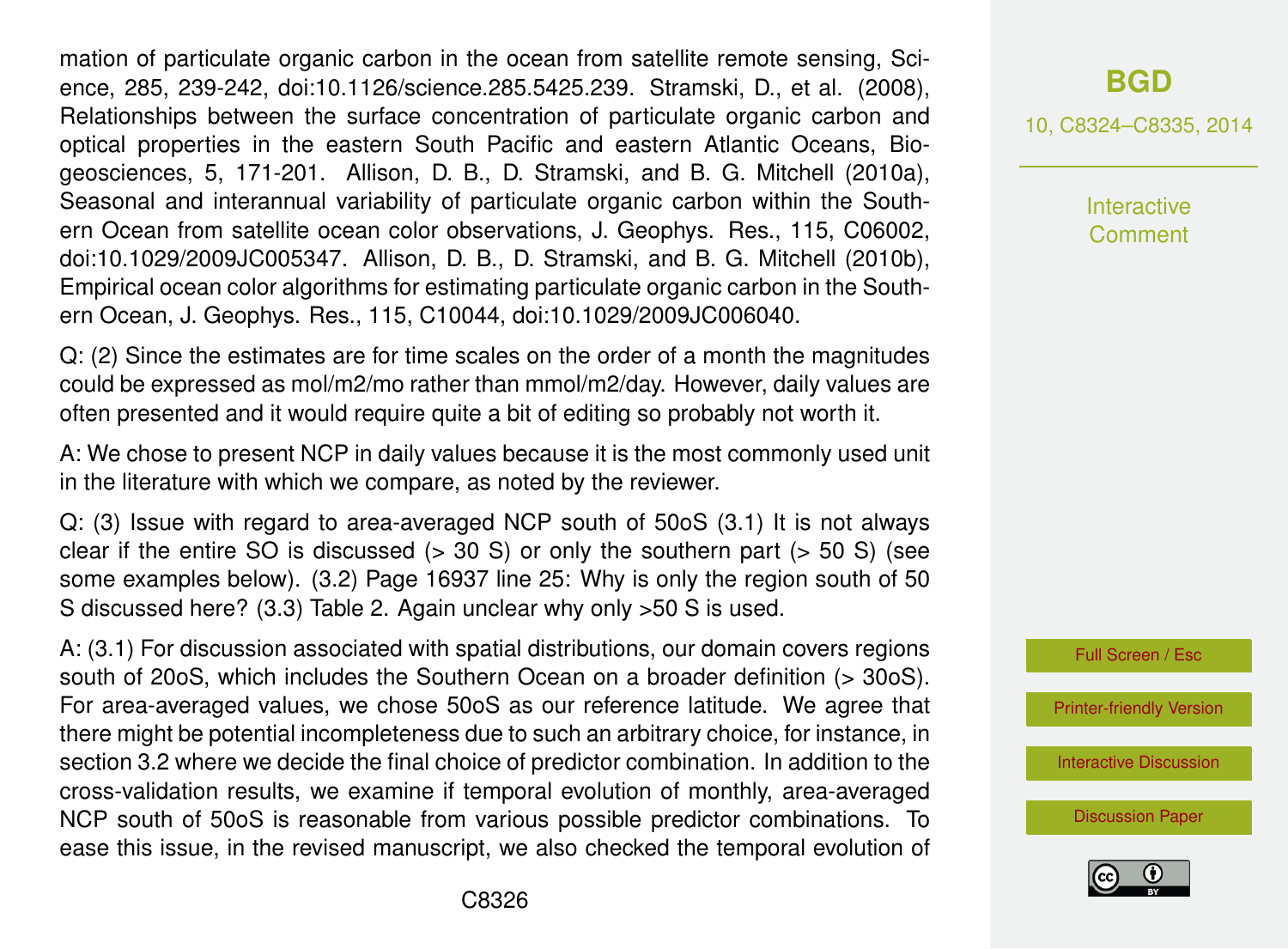mation of particulate organic carbon in the ocean from satellite remote sensing, Science, 285, 239-242, doi:10.1126/science.285.5425.239. Stramski, D., et al. (2008), Relationships between the surface concentration of particulate organic carbon and optical properties in the eastern South Pacific and eastern Atlantic Oceans, Biogeosciences, 5, 171-201. Allison, D. B., D. Stramski, and B. G. Mitchell (2010a), Seasonal and interannual variability of particulate organic carbon within the Southern Ocean from satellite ocean color observations, J. Geophys. Res., 115, C06002, doi:10.1029/2009JC005347. Allison, D. B., D. Stramski, and B. G. Mitchell (2010b), Empirical ocean color algorithms for estimating particulate organic carbon in the Southern Ocean, J. Geophys. Res., 115, C10044, doi:10.1029/2009JC006040.

Q: (2) Since the estimates are for time scales on the order of a month the magnitudes could be expressed as mol/m2/mo rather than mmol/m2/day. However, daily values are often presented and it would require quite a bit of editing so probably not worth it.

A: We chose to present NCP in daily values because it is the most commonly used unit in the literature with which we compare, as noted by the reviewer.

Q: (3) Issue with regard to area-averaged NCP south of 50oS (3.1) It is not always clear if the entire SO is discussed (> 30 S) or only the southern part (> 50 S) (see some examples below). (3.2) Page 16937 line 25: Why is only the region south of 50 S discussed here? (3.3) Table 2. Again unclear why only >50 S is used.

A: (3.1) For discussion associated with spatial distributions, our domain covers regions south of 20oS, which includes the Southern Ocean on a broader definition (> 30oS). For area-averaged values, we chose 50oS as our reference latitude. We agree that there might be potential incompleteness due to such an arbitrary choice, for instance, in section 3.2 where we decide the final choice of predictor combination. In addition to the cross-validation results, we examine if temporal evolution of monthly, area-averaged NCP south of 50oS is reasonable from various possible predictor combinations. To ease this issue, in the revised manuscript, we also checked the temporal evolution of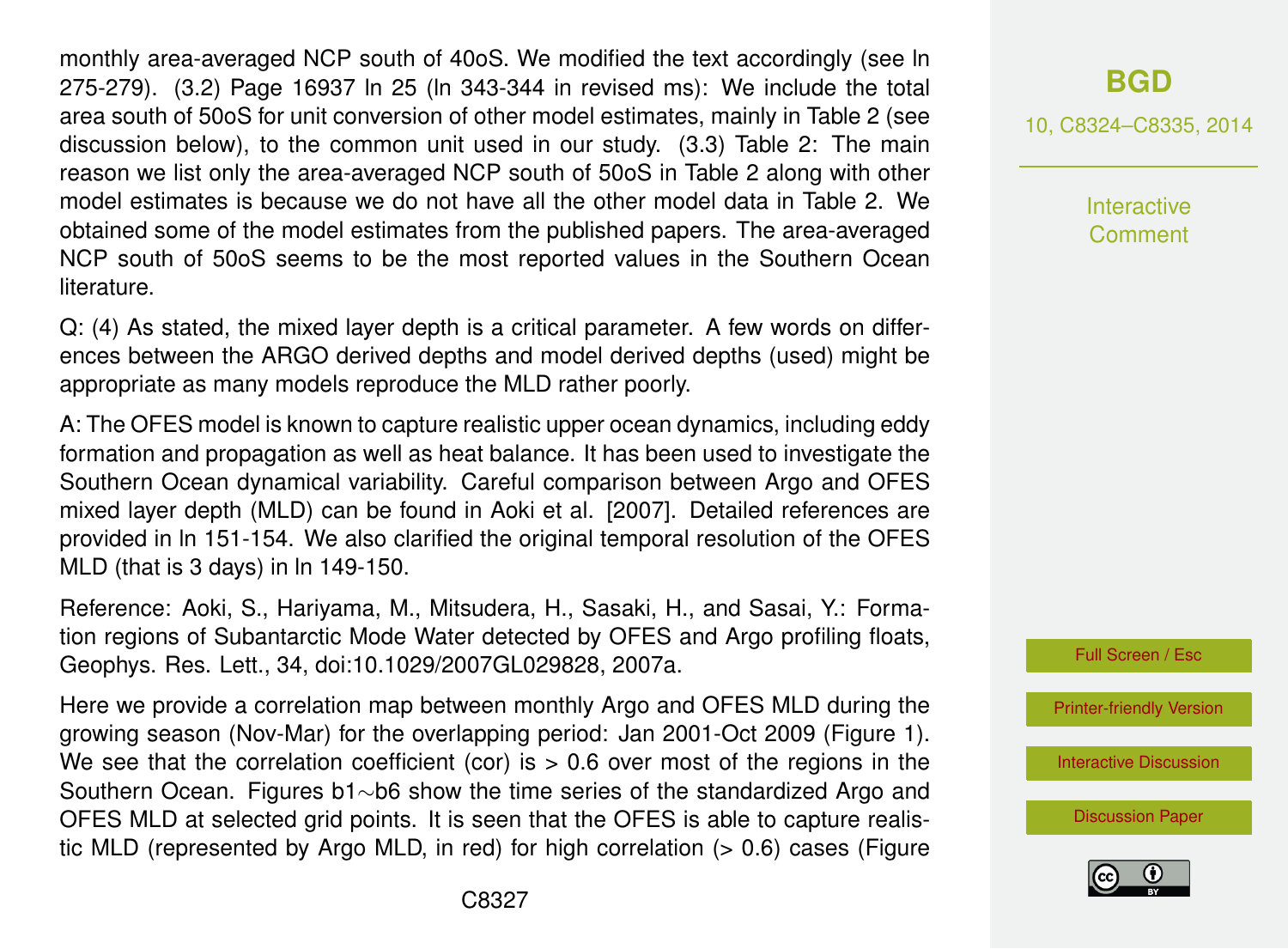monthly area-averaged NCP south of 40oS. We modified the text accordingly (see ln 275-279). (3.2) Page 16937 ln 25 (ln 343-344 in revised ms): We include the total area south of 50oS for unit conversion of other model estimates, mainly in Table 2 (see discussion below), to the common unit used in our study. (3.3) Table 2: The main reason we list only the area-averaged NCP south of 50oS in Table 2 along with other model estimates is because we do not have all the other model data in Table 2. We obtained some of the model estimates from the published papers. The area-averaged NCP south of 50oS seems to be the most reported values in the Southern Ocean literature.

Q: (4) As stated, the mixed layer depth is a critical parameter. A few words on differences between the ARGO derived depths and model derived depths (used) might be appropriate as many models reproduce the MLD rather poorly.

A: The OFES model is known to capture realistic upper ocean dynamics, including eddy formation and propagation as well as heat balance. It has been used to investigate the Southern Ocean dynamical variability. Careful comparison between Argo and OFES mixed layer depth (MLD) can be found in Aoki et al. [2007]. Detailed references are provided in ln 151-154. We also clarified the original temporal resolution of the OFES MLD (that is 3 days) in ln 149-150.

Reference: Aoki, S., Hariyama, M., Mitsudera, H., Sasaki, H., and Sasai, Y.: Formation regions of Subantarctic Mode Water detected by OFES and Argo profiling floats, Geophys. Res. Lett., 34, doi:10.1029/2007GL029828, 2007a.

Here we provide a correlation map between monthly Argo and OFES MLD during the growing season (Nov-Mar) for the overlapping period: Jan 2001-Oct 2009 (Figure 1). We see that the correlation coefficient (cor) is > 0.6 over most of the regions in the Southern Ocean. Figures b1∼b6 show the time series of the standardized Argo and OFES MLD at selected grid points. It is seen that the OFES is able to capture realistic MLD (represented by Argo MLD, in red) for high correlation (> 0.6) cases (Figure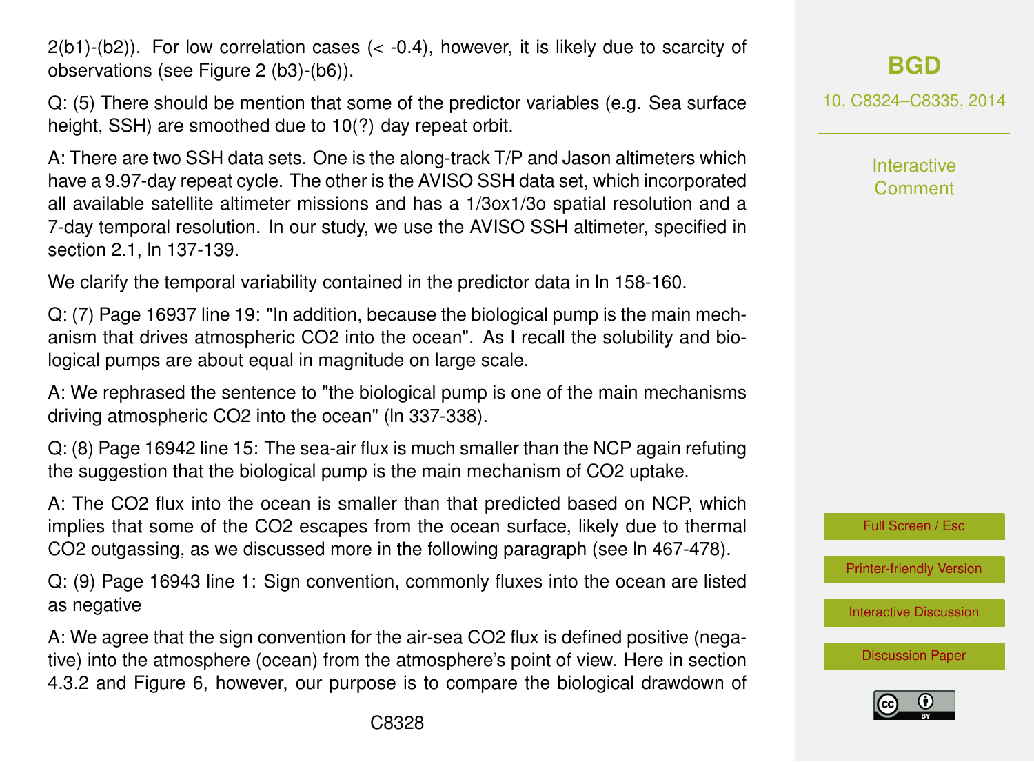2(b1)-(b2)). For low correlation cases (< -0.4), however, it is likely due to scarcity of observations (see Figure 2 (b3)-(b6)).

Q: (5) There should be mention that some of the predictor variables (e.g. Sea surface height, SSH) are smoothed due to 10(?) day repeat orbit.

A: There are two SSH data sets. One is the along-track T/P and Jason altimeters which have a 9.97-day repeat cycle. The other is the AVISO SSH data set, which incorporated all available satellite altimeter missions and has a 1/3ox1/3o spatial resolution and a 7-day temporal resolution. In our study, we use the AVISO SSH altimeter, specified in section 2.1, ln 137-139.

We clarify the temporal variability contained in the predictor data in ln 158-160.

Q: (7) Page 16937 line 19: "In addition, because the biological pump is the main mechanism that drives atmospheric CO2 into the ocean". As I recall the solubility and biological pumps are about equal in magnitude on large scale.

A: We rephrased the sentence to "the biological pump is one of the main mechanisms driving atmospheric CO2 into the ocean" (ln 337-338).

Q: (8) Page 16942 line 15: The sea-air flux is much smaller than the NCP again refuting the suggestion that the biological pump is the main mechanism of CO2 uptake.

A: The CO2 flux into the ocean is smaller than that predicted based on NCP, which implies that some of the CO2 escapes from the ocean surface, likely due to thermal CO2 outgassing, as we discussed more in the following paragraph (see ln 467-478).

Q: (9) Page 16943 line 1: Sign convention, commonly fluxes into the ocean are listed as negative

A: We agree that the sign convention for the air-sea CO2 flux is defined positive (negative) into the atmosphere (ocean) from the atmosphere's point of view. Here in section 4.3.2 and Figure 6, however, our purpose is to compare the biological drawdown of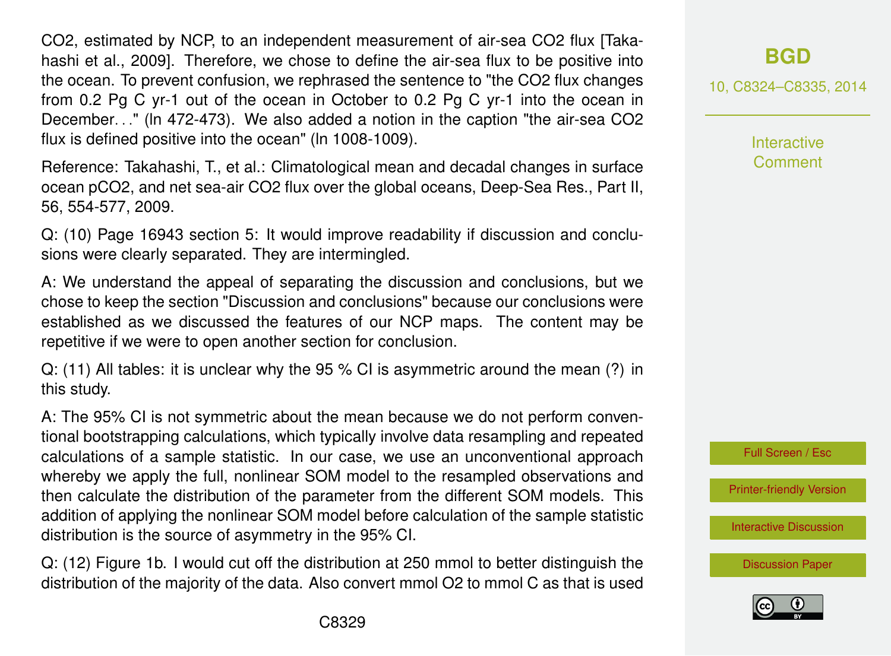$CO_2$, estimated by NCP, to an independent measurement of air-sea $CO_2$ flux [Takahashi et al., 2009]. Therefore, we chose to define the air-sea flux to be positive into the ocean. To prevent confusion, we rephrased the sentence to "the $CO_2$ flux changes from 0.2 Pg C $yr^{-1}$ out of the ocean in October to 0.2 Pg C $yr^{-1}$ into the ocean in December…" (ln 472-473). We also added a notion in the caption "the air-sea $CO_2$ flux is defined positive into the ocean" (ln 1008-1009).

Reference: Takahashi, T., et al.: Climatological mean and decadal changes in surface ocean $pCO_2$, and net sea-air $CO_2$ flux over the global oceans, Deep-Sea Res., Part II, 56, 554-577, 2009.

Q: (10) Page 16943 section 5: It would improve readability if discussion and conclusions were clearly separated. They are intermingled.

A: We understand the appeal of separating the discussion and conclusions, but we chose to keep the section "Discussion and conclusions" because our conclusions were established as we discussed the features of our NCP maps. The content may be repetitive if we were to open another section for conclusion.

Q: (11) All tables: it is unclear why the 95 % CI is asymmetric around the mean (?) in this study.

A: The 95% CI is not symmetric about the mean because we do not perform conventional bootstrapping calculations, which typically involve data resampling and repeated calculations of a sample statistic. In our case, we use an unconventional approach whereby we apply the full, nonlinear SOM model to the resampled observations and then calculate the distribution of the parameter from the different SOM models. This addition of applying the nonlinear SOM model before calculation of the sample statistic distribution is the source of asymmetry in the 95% CI.

Q: (12) Figure 1b. I would cut off the distribution at 250 mmol to better distinguish the distribution of the majority of the data. Also convert mmol $O_2$ to mmol C as that is used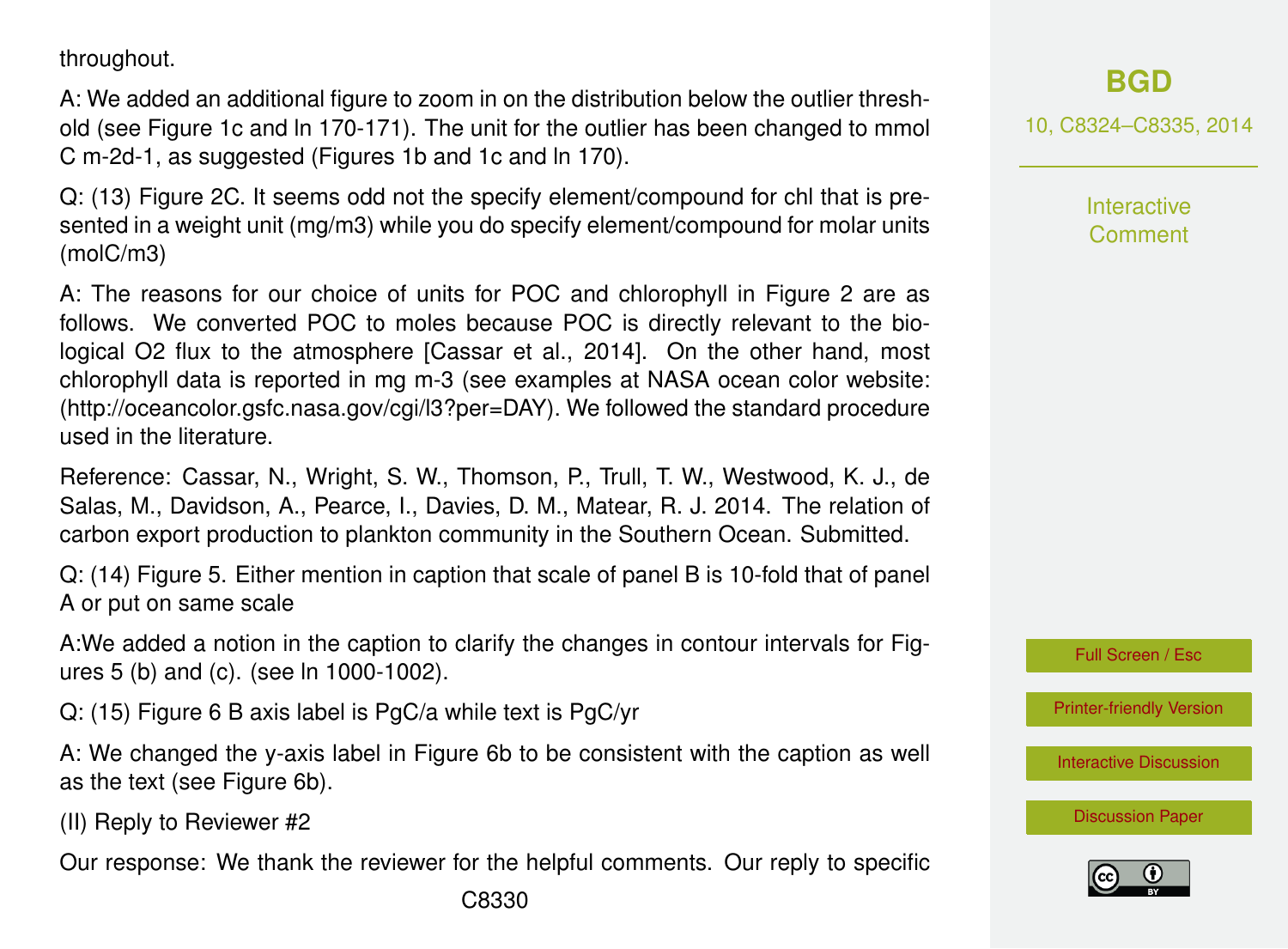throughout.

A: We added an additional figure to zoom in on the distribution below the outlier threshold (see Figure 1c and ln 170-171). The unit for the outlier has been changed to mmol C m-2d-1, as suggested (Figures 1b and 1c and ln 170).

Q: (13) Figure 2C. It seems odd not the specify element/compound for chl that is presented in a weight unit (mg/m3) while you do specify element/compound for molar units (molC/m3)

A: The reasons for our choice of units for POC and chlorophyll in Figure 2 are as follows. We converted POC to moles because POC is directly relevant to the biological O2 flux to the atmosphere [Cassar et al., 2014]. On the other hand, most chlorophyll data is reported in mg m-3 (see examples at NASA ocean color website: (http://oceancolor.gsfc.nasa.gov/cgi/l3?per=DAY). We followed the standard procedure used in the literature.

Reference: Cassar, N., Wright, S. W., Thomson, P., Trull, T. W., Westwood, K. J., de Salas, M., Davidson, A., Pearce, I., Davies, D. M., Matear, R. J. 2014. The relation of carbon export production to plankton community in the Southern Ocean. Submitted.

Q: (14) Figure 5. Either mention in caption that scale of panel B is 10-fold that of panel A or put on same scale

A:We added a notion in the caption to clarify the changes in contour intervals for Figures 5 (b) and (c). (see ln 1000-1002).

Q: (15) Figure 6 B axis label is PgC/a while text is PgC/yr

A: We changed the y-axis label in Figure 6b to be consistent with the caption as well as the text (see Figure 6b).

(II) Reply to Reviewer #2

Our response: We thank the reviewer for the helpful comments. Our reply to specific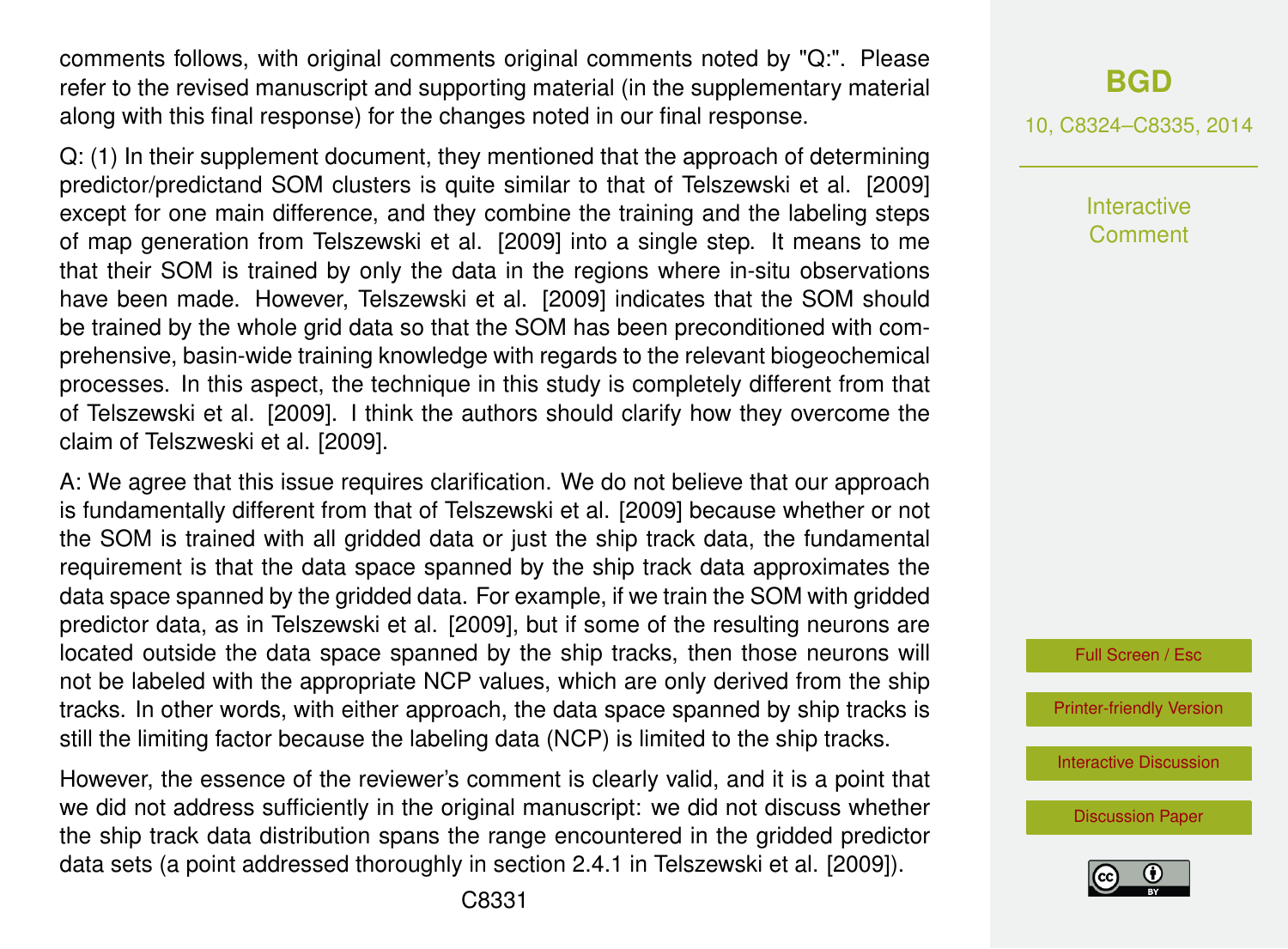comments follows, with original comments original comments noted by "Q:". Please refer to the revised manuscript and supporting material (in the supplementary material along with this final response) for the changes noted in our final response.

Q: (1) In their supplement document, they mentioned that the approach of determining predictor/predictand SOM clusters is quite similar to that of Telszewski et al. [2009] except for one main difference, and they combine the training and the labeling steps of map generation from Telszewski et al. [2009] into a single step. It means to me that their SOM is trained by only the data in the regions where in-situ observations have been made. However, Telszewski et al. [2009] indicates that the SOM should be trained by the whole grid data so that the SOM has been preconditioned with comprehensive, basin-wide training knowledge with regards to the relevant biogeochemical processes. In this aspect, the technique in this study is completely different from that of Telszewski et al. [2009]. I think the authors should clarify how they overcome the claim of Telszweski et al. [2009].

A: We agree that this issue requires clarification. We do not believe that our approach is fundamentally different from that of Telszewski et al. [2009] because whether or not the SOM is trained with all gridded data or just the ship track data, the fundamental requirement is that the data space spanned by the ship track data approximates the data space spanned by the gridded data. For example, if we train the SOM with gridded predictor data, as in Telszewski et al. [2009], but if some of the resulting neurons are located outside the data space spanned by the ship tracks, then those neurons will not be labeled with the appropriate NCP values, which are only derived from the ship tracks. In other words, with either approach, the data space spanned by ship tracks is still the limiting factor because the labeling data (NCP) is limited to the ship tracks.

However, the essence of the reviewer's comment is clearly valid, and it is a point that we did not address sufficiently in the original manuscript: we did not discuss whether the ship track data distribution spans the range encountered in the gridded predictor data sets (a point addressed thoroughly in section 2.4.1 in Telszewski et al. [2009]).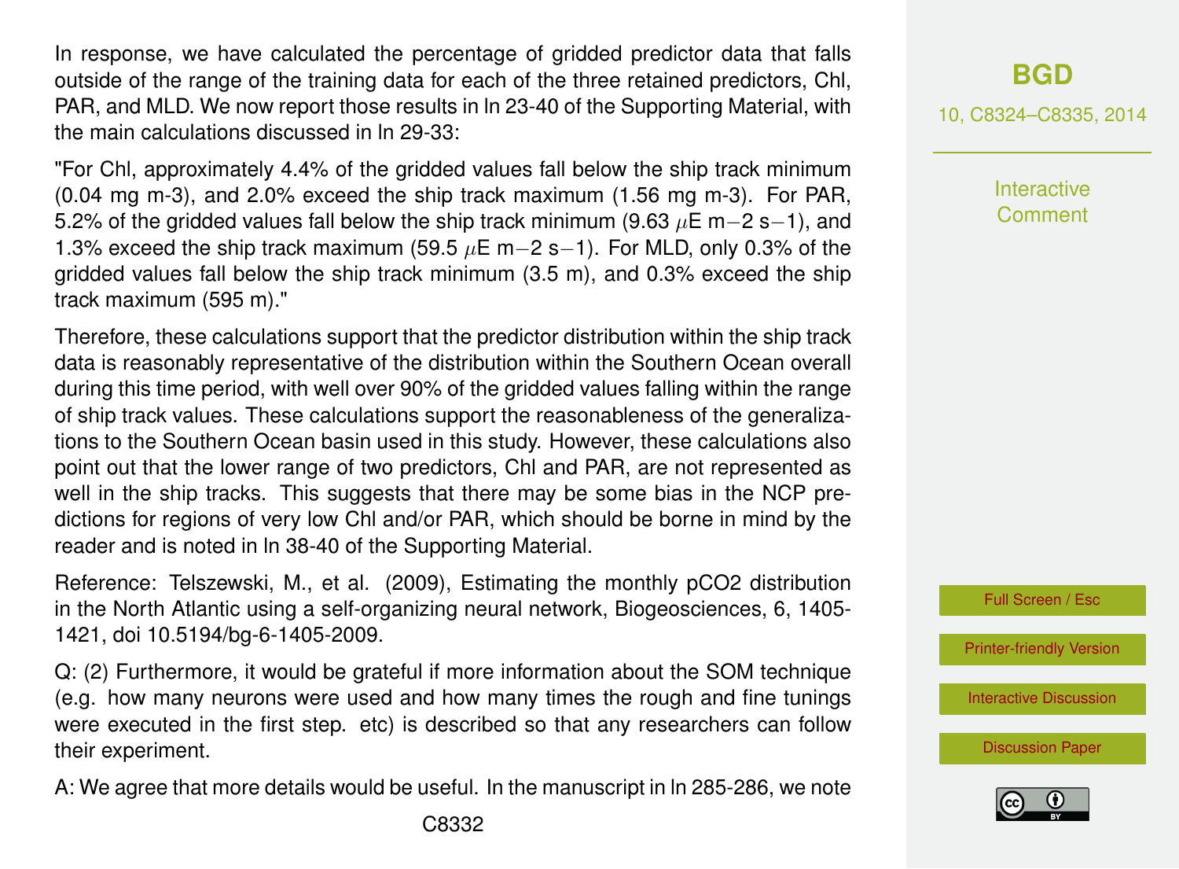In response, we have calculated the percentage of gridded predictor data that falls outside of the range of the training data for each of the three retained predictors, Chl, PAR, and MLD. We now report those results in ln 23-40 of the Supporting Material, with the main calculations discussed in ln 29-33:

"For Chl, approximately 4.4% of the gridded values fall below the ship track minimum (0.04 mg m-3), and 2.0% exceed the ship track maximum (1.56 mg m-3). For PAR, 5.2% of the gridded values fall below the ship track minimum (9.63 $\mu$E m$-$2 s$-$1), and 1.3% exceed the ship track maximum (59.5 $\mu$E m$-$2 s$-$1). For MLD, only 0.3% of the gridded values fall below the ship track minimum (3.5 m), and 0.3% exceed the ship track maximum (595 m)."

Therefore, these calculations support that the predictor distribution within the ship track data is reasonably representative of the distribution within the Southern Ocean overall during this time period, with well over 90% of the gridded values falling within the range of ship track values. These calculations support the reasonableness of the generalizations to the Southern Ocean basin used in this study. However, these calculations also point out that the lower range of two predictors, Chl and PAR, are not represented as well in the ship tracks. This suggests that there may be some bias in the NCP predictions for regions of very low Chl and/or PAR, which should be borne in mind by the reader and is noted in ln 38-40 of the Supporting Material.

Reference: Telszewski, M., et al. (2009), Estimating the monthly pCO2 distribution in the North Atlantic using a self-organizing neural network, Biogeosciences, 6, 1405-1421, doi 10.5194/bg-6-1405-2009.

Q: (2) Furthermore, it would be grateful if more information about the SOM technique (e.g. how many neurons were used and how many times the rough and fine tunings were executed in the first step. etc) is described so that any researchers can follow their experiment.

A: We agree that more details would be useful. In the manuscript in ln 285-286, we note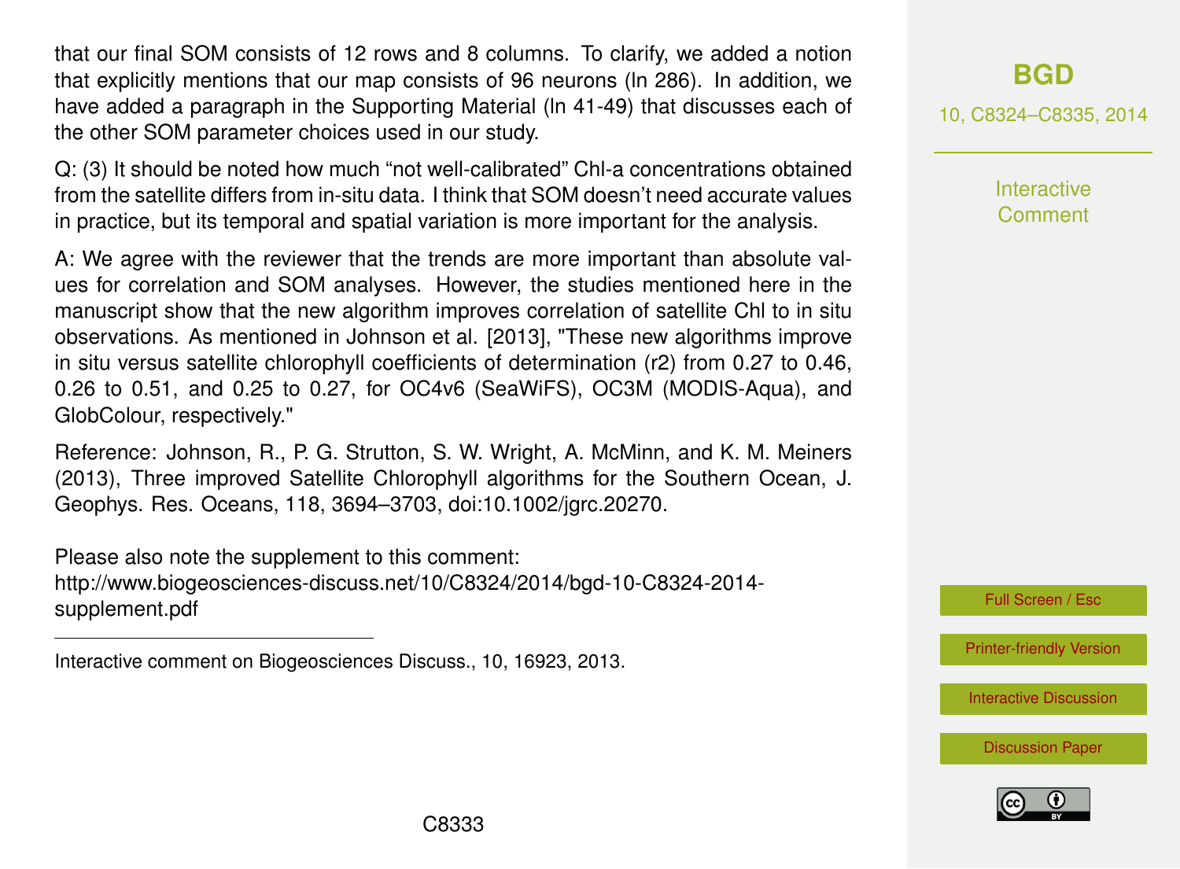that our final SOM consists of 12 rows and 8 columns. To clarify, we added a notion that explicitly mentions that our map consists of 96 neurons (ln 286). In addition, we have added a paragraph in the Supporting Material (ln 41-49) that discusses each of the other SOM parameter choices used in our study.

Q: (3) It should be noted how much "not well-calibrated" Chl-a concentrations obtained from the satellite differs from in-situ data. I think that SOM doesn't need accurate values in practice, but its temporal and spatial variation is more important for the analysis.

A: We agree with the reviewer that the trends are more important than absolute values for correlation and SOM analyses. However, the studies mentioned here in the manuscript show that the new algorithm improves correlation of satellite Chl to in situ observations. As mentioned in Johnson et al. [2013], "These new algorithms improve in situ versus satellite chlorophyll coefficients of determination ($r2$) from 0.27 to 0.46, 0.26 to 0.51, and 0.25 to 0.27, for OC4v6 (SeaWiFS), OC3M (MODIS-Aqua), and GlobColour, respectively."

Reference: Johnson, R., P. G. Strutton, S. W. Wright, A. McMinn, and K. M. Meiners (2013), Three improved Satellite Chlorophyll algorithms for the Southern Ocean, J. Geophys. Res. Oceans, 118, 3694–3703, doi:10.1002/jgrc.20270.

Please also note the supplement to this comment:
http://www.biogeosciences-discuss.net/10/C8324/2014/bgd-10-C8324-2014-supplement.pdf

---

Interactive comment on Biogeosciences Discuss., 10, 16923, 2013.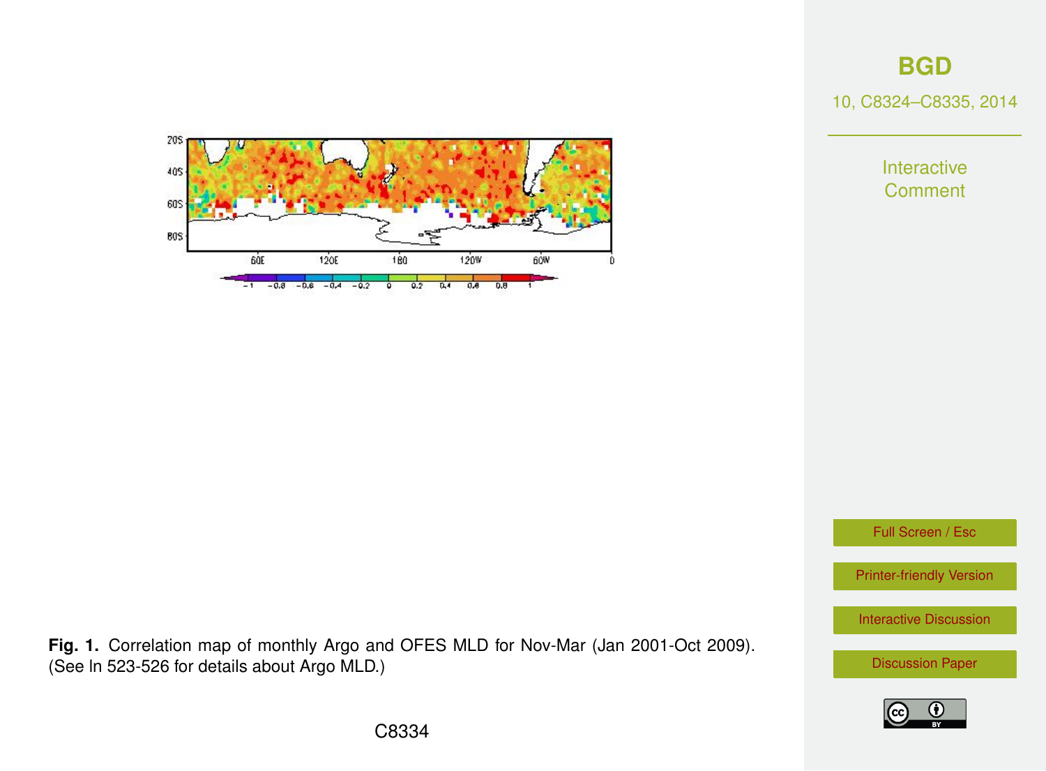**Fig. 1.** Correlation map of monthly Argo and OFES MLD for Nov-Mar (Jan 2001-Oct 2009). (See ln 523-526 for details about Argo MLD.)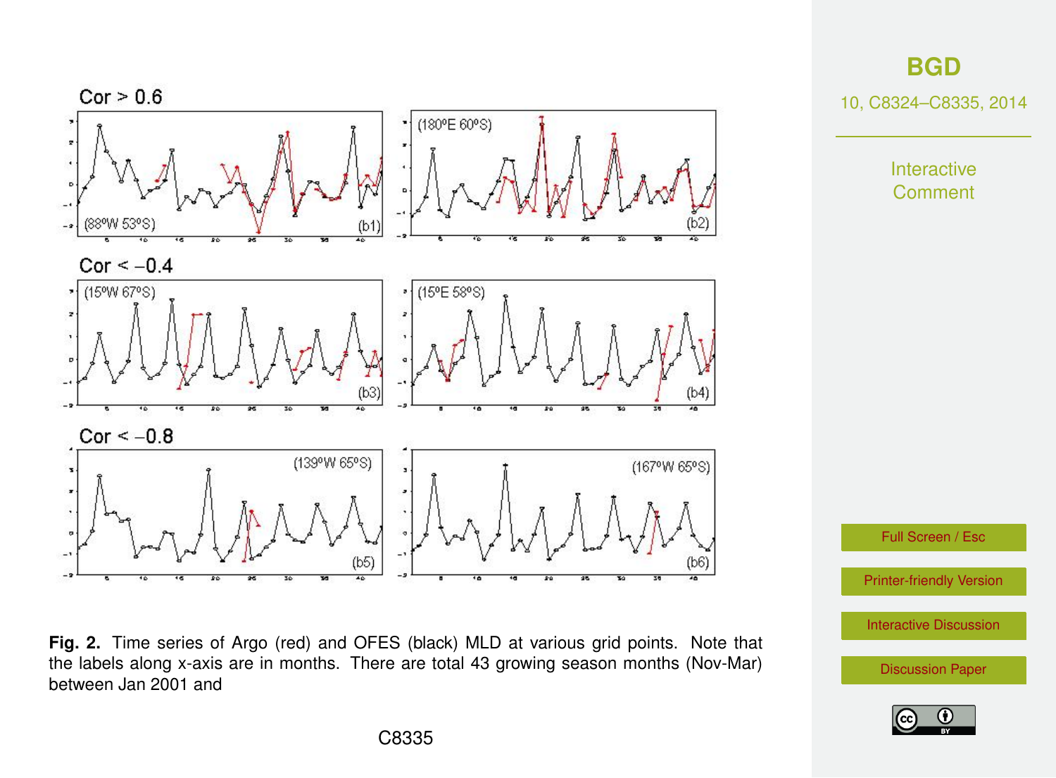Cor > 0.6

(88°W 53°S) (b1)

(180°E 60°S) (b2)

Cor < −0.4

(15°W 67°S) (b3)

(15°E 58°S) (b4)

Cor < −0.8

(139°W 65°S) (b5)

(167°W 65°S) (b6)

**Fig. 2.** Time series of Argo (red) and OFES (black) MLD at various grid points. Note that the labels along x-axis are in months. There are total 43 growing season months (Nov-Mar) between Jan 2001 and